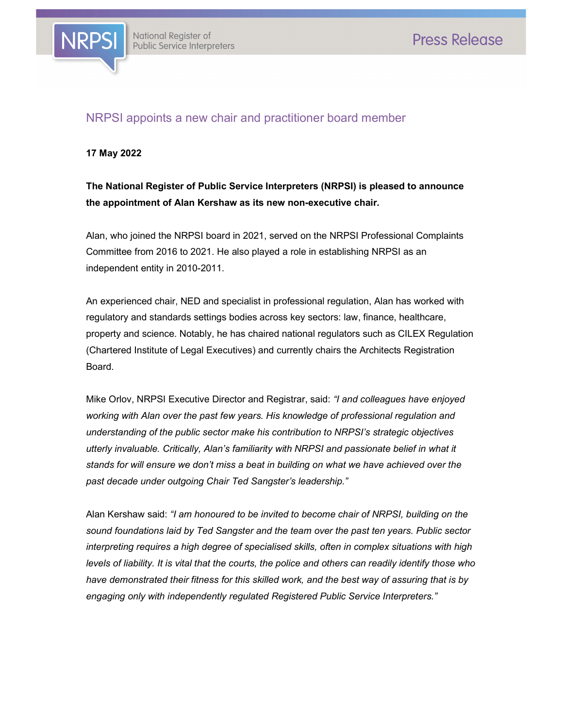NRPSI National Register of Public Service Interpreters

Press Release

# NRPSI appoints a new chair and practitioner board member

**17 May 2022**

**The National Register of Public Service Interpreters (NRPSI) is pleased to announce the appointment of Alan Kershaw as its new non-executive chair.**

Alan, who joined the NRPSI board in 2021, served on the NRPSI Professional Complaints Committee from 2016 to 2021. He also played a role in establishing NRPSI as an independent entity in 2010-2011.

An experienced chair, NED and specialist in professional regulation, Alan has worked with regulatory and standards settings bodies across key sectors: law, finance, healthcare, property and science. Notably, he has chaired national regulators such as CILEX Regulation (Chartered Institute of Legal Executives) and currently chairs the Architects Registration Board.

Mike Orlov, NRPSI Executive Director and Registrar, said: *"I and colleagues have enjoyed working with Alan over the past few years. His knowledge of professional regulation and understanding of the public sector make his contribution to NRPSI's strategic objectives utterly invaluable. Critically, Alan's familiarity with NRPSI and passionate belief in what it stands for will ensure we don't miss a beat in building on what we have achieved over the past decade under outgoing Chair Ted Sangster's leadership."*

Alan Kershaw said: *"I am honoured to be invited to become chair of NRPSI, building on the sound foundations laid by Ted Sangster and the team over the past ten years. Public sector interpreting requires a high degree of specialised skills, often in complex situations with high levels of liability. It is vital that the courts, the police and others can readily identify those who have demonstrated their fitness for this skilled work, and the best way of assuring that is by engaging only with independently regulated Registered Public Service Interpreters."*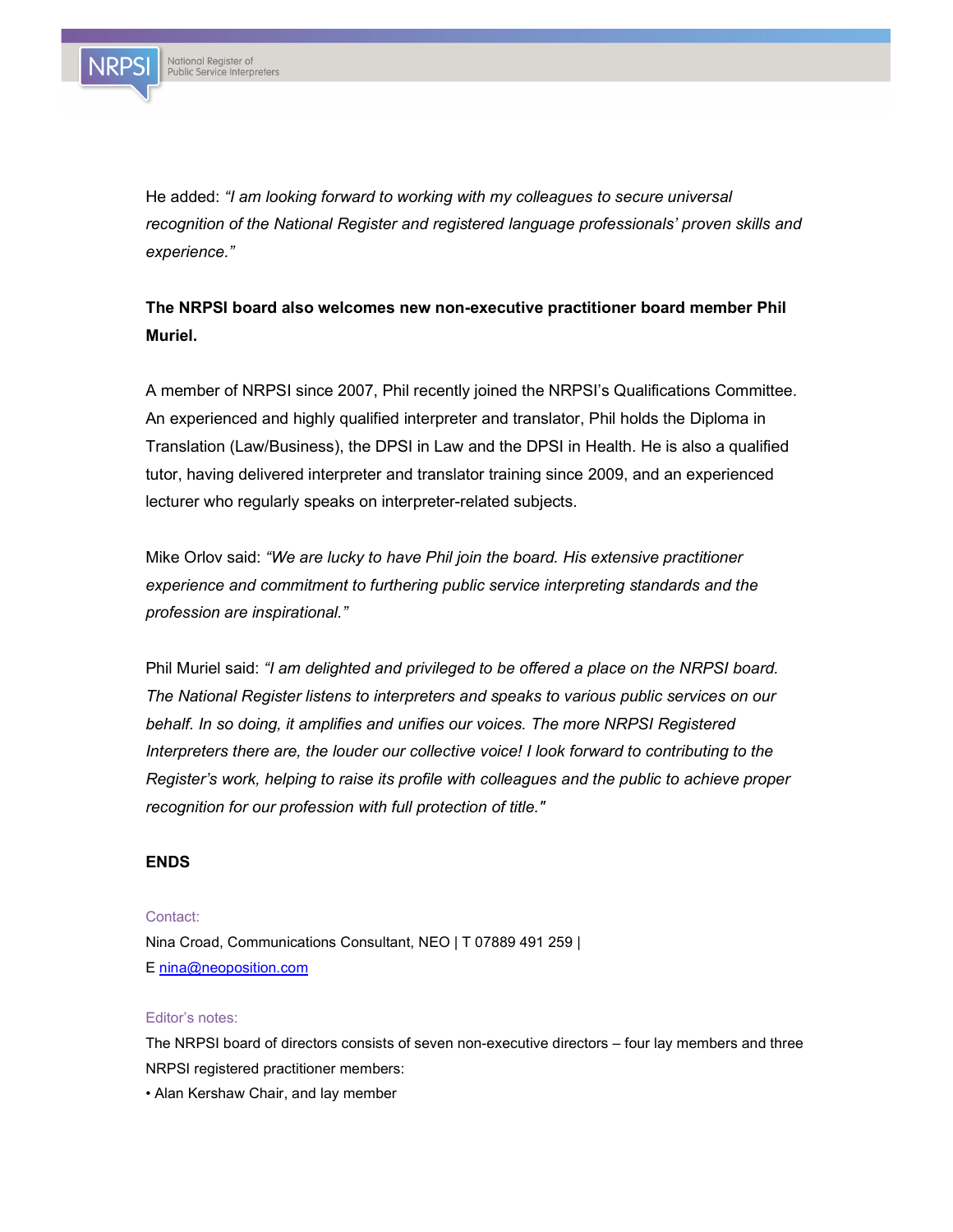He added: *"I am looking forward to working with my colleagues to secure universal recognition of the National Register and registered language professionals' proven skills and experience."*

**The NRPSI board also welcomes new non-executive practitioner board member Phil Muriel.**

A member of NRPSI since 2007, Phil recently joined the NRPSI's Qualifications Committee. An experienced and highly qualified interpreter and translator, Phil holds the Diploma in Translation (Law/Business), the DPSI in Law and the DPSI in Health. He is also a qualified tutor, having delivered interpreter and translator training since 2009, and an experienced lecturer who regularly speaks on interpreter-related subjects.

Mike Orlov said: *"We are lucky to have Phil join the board. His extensive practitioner experience and commitment to furthering public service interpreting standards and the profession are inspirational."*

Phil Muriel said: *"I am delighted and privileged to be offered a place on the NRPSI board. The National Register listens to interpreters and speaks to various public services on our behalf. In so doing, it amplifies and unifies our voices. The more NRPSI Registered Interpreters there are, the louder our collective voice! I look forward to contributing to the Register's work, helping to raise its profile with colleagues and the public to achieve proper recognition for our profession with full protection of title."*

**ENDS**

Contact:

Nina Croad, Communications Consultant, NEO | T 07889 491 259 |
E nina@neoposition.com

Editor's notes:

The NRPSI board of directors consists of seven non-executive directors – four lay members and three NRPSI registered practitioner members:

- Alan Kershaw Chair, and lay member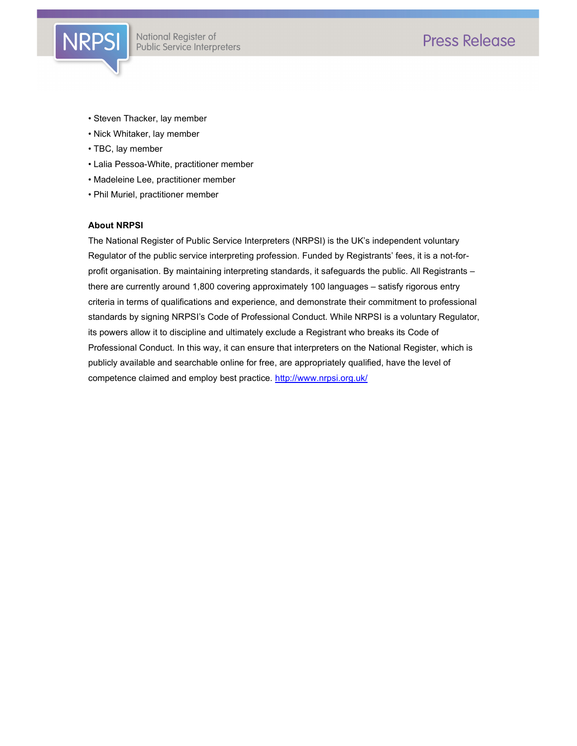- Steven Thacker, lay member
- Nick Whitaker, lay member
- TBC, lay member
- Lalia Pessoa-White, practitioner member
- Madeleine Lee, practitioner member
- Phil Muriel, practitioner member

**About NRPSI**

The National Register of Public Service Interpreters (NRPSI) is the UK's independent voluntary Regulator of the public service interpreting profession. Funded by Registrants' fees, it is a not-for-profit organisation. By maintaining interpreting standards, it safeguards the public. All Registrants – there are currently around 1,800 covering approximately 100 languages – satisfy rigorous entry criteria in terms of qualifications and experience, and demonstrate their commitment to professional standards by signing NRPSI's Code of Professional Conduct. While NRPSI is a voluntary Regulator, its powers allow it to discipline and ultimately exclude a Registrant who breaks its Code of Professional Conduct. In this way, it can ensure that interpreters on the National Register, which is publicly available and searchable online for free, are appropriately qualified, have the level of competence claimed and employ best practice. http://www.nrpsi.org.uk/